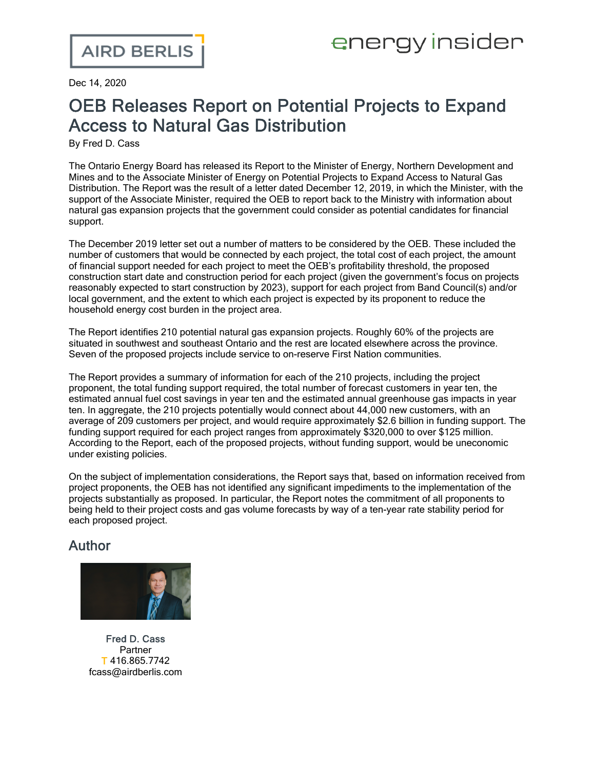AIRD BERLIS

energy insider

Dec 14, 2020

# OEB Releases Report on Potential Projects to Expand Access to Natural Gas Distribution

By Fred D. Cass

The Ontario Energy Board has released its Report to the Minister of Energy, Northern Development and Mines and to the Associate Minister of Energy on Potential Projects to Expand Access to Natural Gas Distribution. The Report was the result of a letter dated December 12, 2019, in which the Minister, with the support of the Associate Minister, required the OEB to report back to the Ministry with information about natural gas expansion projects that the government could consider as potential candidates for financial support.

The December 2019 letter set out a number of matters to be considered by the OEB. These included the number of customers that would be connected by each project, the total cost of each project, the amount of financial support needed for each project to meet the OEB's profitability threshold, the proposed construction start date and construction period for each project (given the government's focus on projects reasonably expected to start construction by 2023), support for each project from Band Council(s) and/or local government, and the extent to which each project is expected by its proponent to reduce the household energy cost burden in the project area.

The Report identifies 210 potential natural gas expansion projects. Roughly 60% of the projects are situated in southwest and southeast Ontario and the rest are located elsewhere across the province. Seven of the proposed projects include service to on-reserve First Nation communities.

The Report provides a summary of information for each of the 210 projects, including the project proponent, the total funding support required, the total number of forecast customers in year ten, the estimated annual fuel cost savings in year ten and the estimated annual greenhouse gas impacts in year ten. In aggregate, the 210 projects potentially would connect about 44,000 new customers, with an average of 209 customers per project, and would require approximately $2.6 billion in funding support. The funding support required for each project ranges from approximately $320,000 to over $125 million. According to the Report, each of the proposed projects, without funding support, would be uneconomic under existing policies.

On the subject of implementation considerations, the Report says that, based on information received from project proponents, the OEB has not identified any significant impediments to the implementation of the projects substantially as proposed. In particular, the Report notes the commitment of all proponents to being held to their project costs and gas volume forecasts by way of a ten-year rate stability period for each proposed project.

## Author

Fred D. Cass
Partner
T 416.865.7742
fcass@airdberlis.com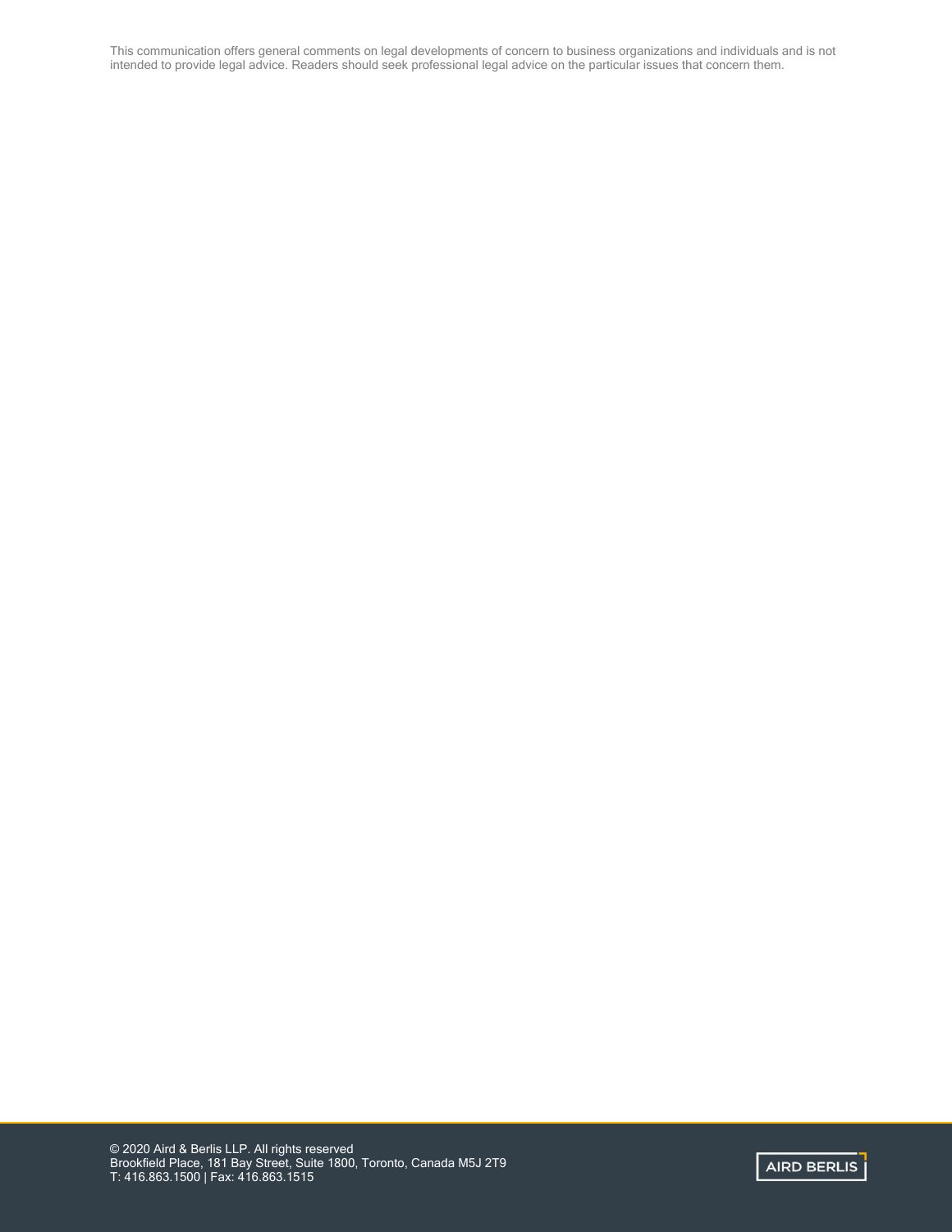This communication offers general comments on legal developments of concern to business organizations and individuals and is not intended to provide legal advice. Readers should seek professional legal advice on the particular issues that concern them.

© 2020 Aird & Berlis LLP. All rights reserved
Brookfield Place, 181 Bay Street, Suite 1800, Toronto, Canada M5J 2T9
T: 416.863.1500 | Fax: 416.863.1515

AIRD BERLIS